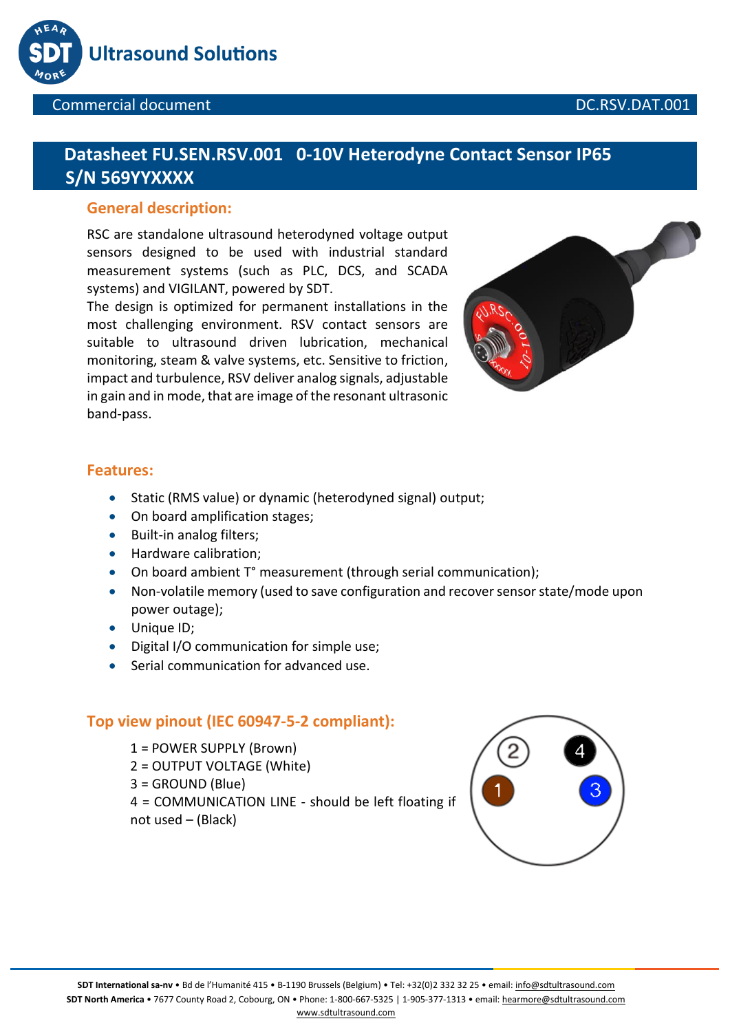Ultrasound Solutions

Commercial document DC.RSV.DAT.001

# Datasheet FU.SEN.RSV.001 0-10V Heterodyne Contact Sensor IP65 S/N 569YYXXXX

## General description:

RSC are standalone ultrasound heterodyned voltage output sensors designed to be used with industrial standard measurement systems (such as PLC, DCS, and SCADA systems) and VIGILANT, powered by SDT.
The design is optimized for permanent installations in the most challenging environment. RSV contact sensors are suitable to ultrasound driven lubrication, mechanical monitoring, steam & valve systems, etc. Sensitive to friction, impact and turbulence, RSV deliver analog signals, adjustable in gain and in mode, that are image of the resonant ultrasonic band-pass.

## Features:

- Static (RMS value) or dynamic (heterodyned signal) output;
- On board amplification stages;
- Built-in analog filters;
- Hardware calibration;
- On board ambient T° measurement (through serial communication);
- Non-volatile memory (used to save configuration and recover sensor state/mode upon power outage);
- Unique ID;
- Digital I/O communication for simple use;
- Serial communication for advanced use.

## Top view pinout (IEC 60947-5-2 compliant):

1 = POWER SUPPLY (Brown)
2 = OUTPUT VOLTAGE (White)
3 = GROUND (Blue)
4 = COMMUNICATION LINE - should be left floating if not used – (Black)

**SDT International sa-nv** • Bd de l'Humanité 415 • B-1190 Brussels (Belgium) • Tel: +32(0)2 332 32 25 • email: info@sdtultrasound.com
**SDT North America** • 7677 County Road 2, Cobourg, ON • Phone: 1-800-667-5325 | 1-905-377-1313 • email: hearmore@sdtultrasound.com
www.sdtultrasound.com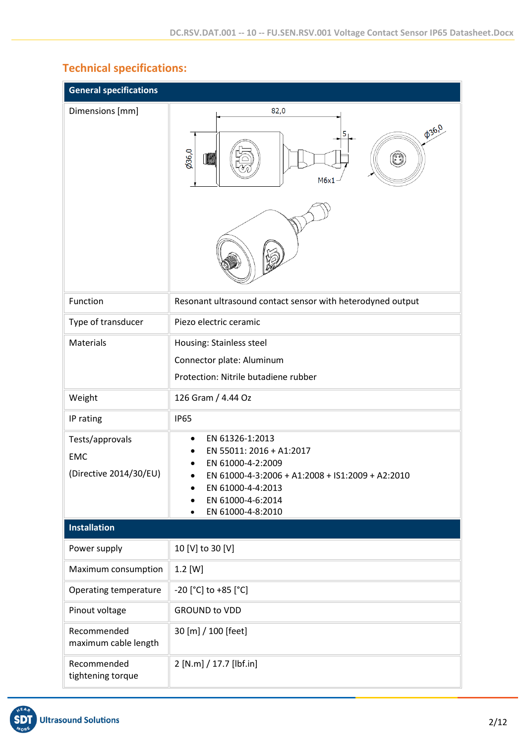## Technical specifications:

| General specifications | |
|---|---|
| Dimensions [mm] | 82,0<br>5<br>Ø36,0<br>M6x1<br>Ø36,0 |
| Function | Resonant ultrasound contact sensor with heterodyned output |
| Type of transducer | Piezo electric ceramic |
| Materials | Housing: Stainless steel<br>Connector plate: Aluminum<br>Protection: Nitrile butadiene rubber |
| Weight | 126 Gram / 4.44 Oz |
| IP rating | IP65 |
| Tests/approvals<br>EMC<br>(Directive 2014/30/EU) | • EN 61326-1:2013<br>• EN 55011: 2016 + A1:2017<br>• EN 61000-4-2:2009<br>• EN 61000-4-3:2006 + A1:2008 + IS1:2009 + A2:2010<br>• EN 61000-4-4:2013<br>• EN 61000-4-6:2014<br>• EN 61000-4-8:2010 |
| **Installation** | |
| Power supply | 10 [V] to 30 [V] |
| Maximum consumption | 1.2 [W] |
| Operating temperature | -20 [°C] to +85 [°C] |
| Pinout voltage | GROUND to VDD |
| Recommended maximum cable length | 30 [m] / 100 [feet] |
| Recommended tightening torque | 2 [N.m] / 17.7 [lbf.in] |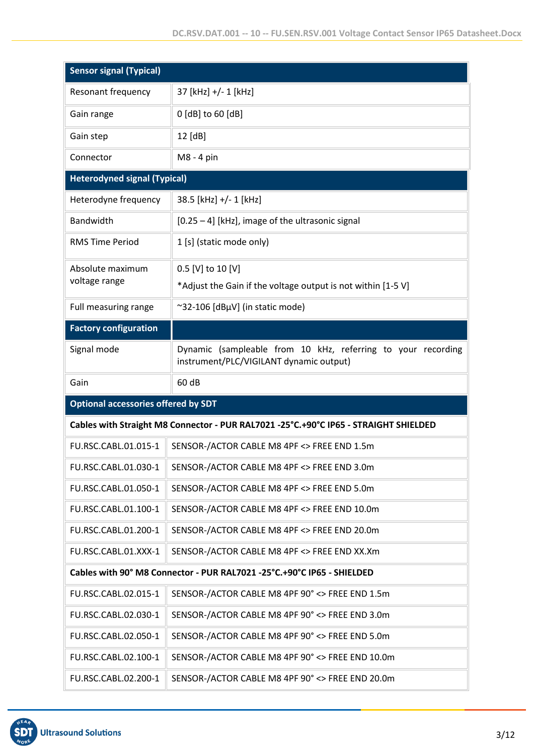| Sensor signal (Typical) | |
|---|---|
| Resonant frequency | 37 [kHz] +/- 1 [kHz] |
| Gain range | 0 [dB] to 60 [dB] |
| Gain step | 12 [dB] |
| Connector | M8 - 4 pin |
| **Heterodyned signal (Typical)** | |
| Heterodyne frequency | 38.5 [kHz] +/- 1 [kHz] |
| Bandwidth | [0.25 – 4] [kHz], image of the ultrasonic signal |
| RMS Time Period | 1 [s] (static mode only) |
| Absolute maximum voltage range | 0.5 [V] to 10 [V]<br>*Adjust the Gain if the voltage output is not within [1-5 V] |
| Full measuring range | ~32-106 [dBµV] (in static mode) |
| **Factory configuration** | |
| Signal mode | Dynamic (sampleable from 10 kHz, referring to your recording instrument/PLC/VIGILANT dynamic output) |
| Gain | 60 dB |
| **Optional accessories offered by SDT** | |
| **Cables with Straight M8 Connector - PUR RAL7021 -25°C.+90°C IP65 - STRAIGHT SHIELDED** | |
| FU.RSC.CABL.01.015-1 | SENSOR-/ACTOR CABLE M8 4PF <> FREE END 1.5m |
| FU.RSC.CABL.01.030-1 | SENSOR-/ACTOR CABLE M8 4PF <> FREE END 3.0m |
| FU.RSC.CABL.01.050-1 | SENSOR-/ACTOR CABLE M8 4PF <> FREE END 5.0m |
| FU.RSC.CABL.01.100-1 | SENSOR-/ACTOR CABLE M8 4PF <> FREE END 10.0m |
| FU.RSC.CABL.01.200-1 | SENSOR-/ACTOR CABLE M8 4PF <> FREE END 20.0m |
| FU.RSC.CABL.01.XXX-1 | SENSOR-/ACTOR CABLE M8 4PF <> FREE END XX.Xm |
| **Cables with 90° M8 Connector - PUR RAL7021 -25°C.+90°C IP65 - SHIELDED** | |
| FU.RSC.CABL.02.015-1 | SENSOR-/ACTOR CABLE M8 4PF 90° <> FREE END 1.5m |
| FU.RSC.CABL.02.030-1 | SENSOR-/ACTOR CABLE M8 4PF 90° <> FREE END 3.0m |
| FU.RSC.CABL.02.050-1 | SENSOR-/ACTOR CABLE M8 4PF 90° <> FREE END 5.0m |
| FU.RSC.CABL.02.100-1 | SENSOR-/ACTOR CABLE M8 4PF 90° <> FREE END 10.0m |
| FU.RSC.CABL.02.200-1 | SENSOR-/ACTOR CABLE M8 4PF 90° <> FREE END 20.0m |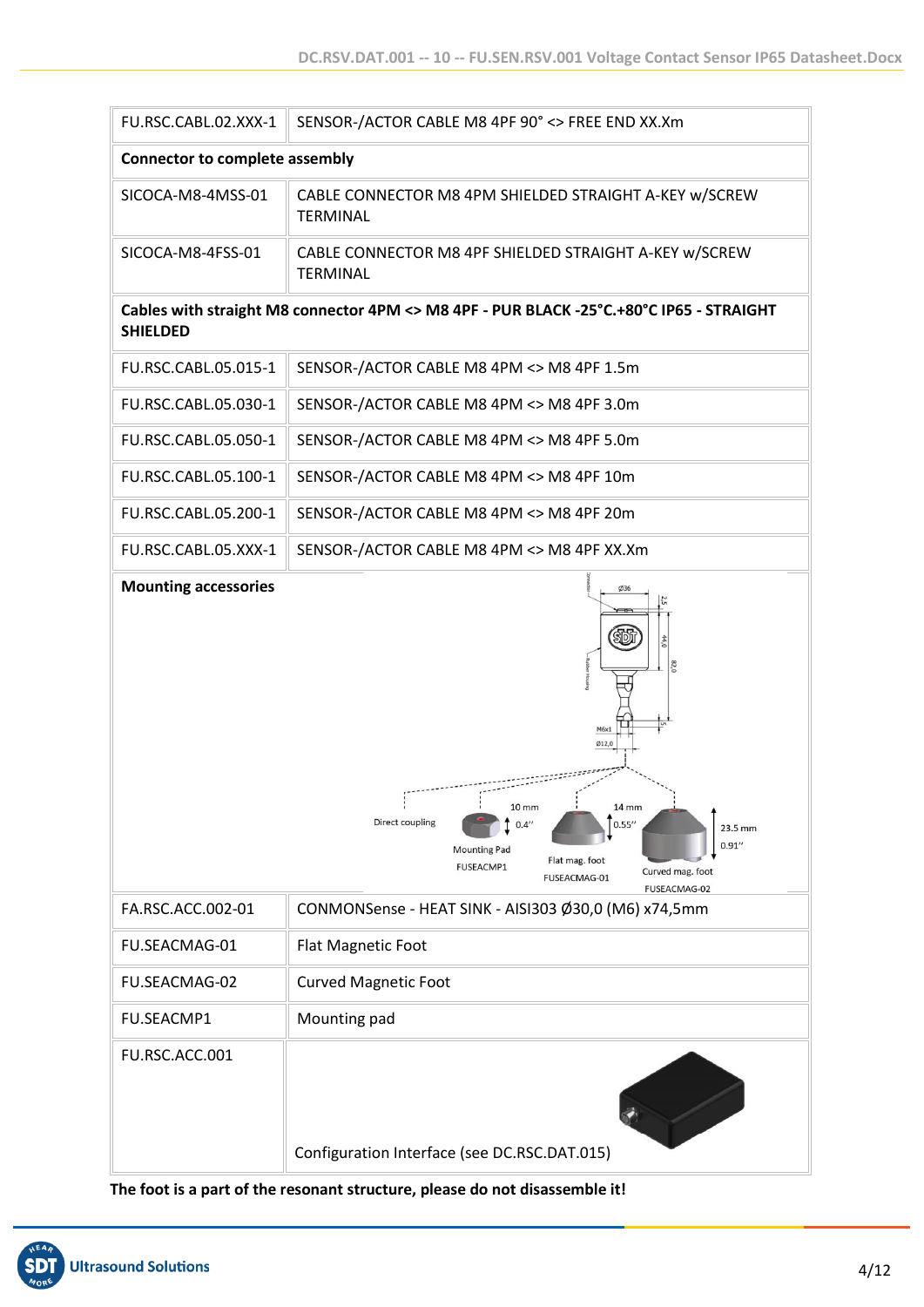| FU.RSC.CABL.02.XXX-1 | SENSOR-/ACTOR CABLE M8 4PF 90° <> FREE END XX.Xm |
|---|---|
| **Connector to complete assembly** | |
| SICOCA-M8-4MSS-01 | CABLE CONNECTOR M8 4PM SHIELDED STRAIGHT A-KEY w/SCREW TERMINAL |
| SICOCA-M8-4FSS-01 | CABLE CONNECTOR M8 4PF SHIELDED STRAIGHT A-KEY w/SCREW TERMINAL |
| **Cables with straight M8 connector 4PM <> M8 4PF - PUR BLACK -25°C.+80°C IP65 - STRAIGHT SHIELDED** | |
| FU.RSC.CABL.05.015-1 | SENSOR-/ACTOR CABLE M8 4PM <> M8 4PF 1.5m |
| FU.RSC.CABL.05.030-1 | SENSOR-/ACTOR CABLE M8 4PM <> M8 4PF 3.0m |
| FU.RSC.CABL.05.050-1 | SENSOR-/ACTOR CABLE M8 4PM <> M8 4PF 5.0m |
| FU.RSC.CABL.05.100-1 | SENSOR-/ACTOR CABLE M8 4PM <> M8 4PF 10m |
| FU.RSC.CABL.05.200-1 | SENSOR-/ACTOR CABLE M8 4PM <> M8 4PF 20m |
| FU.RSC.CABL.05.XXX-1 | SENSOR-/ACTOR CABLE M8 4PM <> M8 4PF XX.Xm |
| **Mounting accessories** | Direct coupling; Mounting Pad FUSEACMP1 (10 mm, 0.4″); Flat mag. foot FUSEACMAG-01 (14 mm, 0.55″); Curved mag. foot FUSEACMAG-02 (23.5 mm, 0.91″) |
| FA.RSC.ACC.002-01 | CONMONSense - HEAT SINK - AISI303 Ø30,0 (M6) x74,5mm |
| FU.SEACMAG-01 | Flat Magnetic Foot |
| FU.SEACMAG-02 | Curved Magnetic Foot |
| FU.SEACMP1 | Mounting pad |
| FU.RSC.ACC.001 | Configuration Interface (see DC.RSC.DAT.015) |

**The foot is a part of the resonant structure, please do not disassemble it!**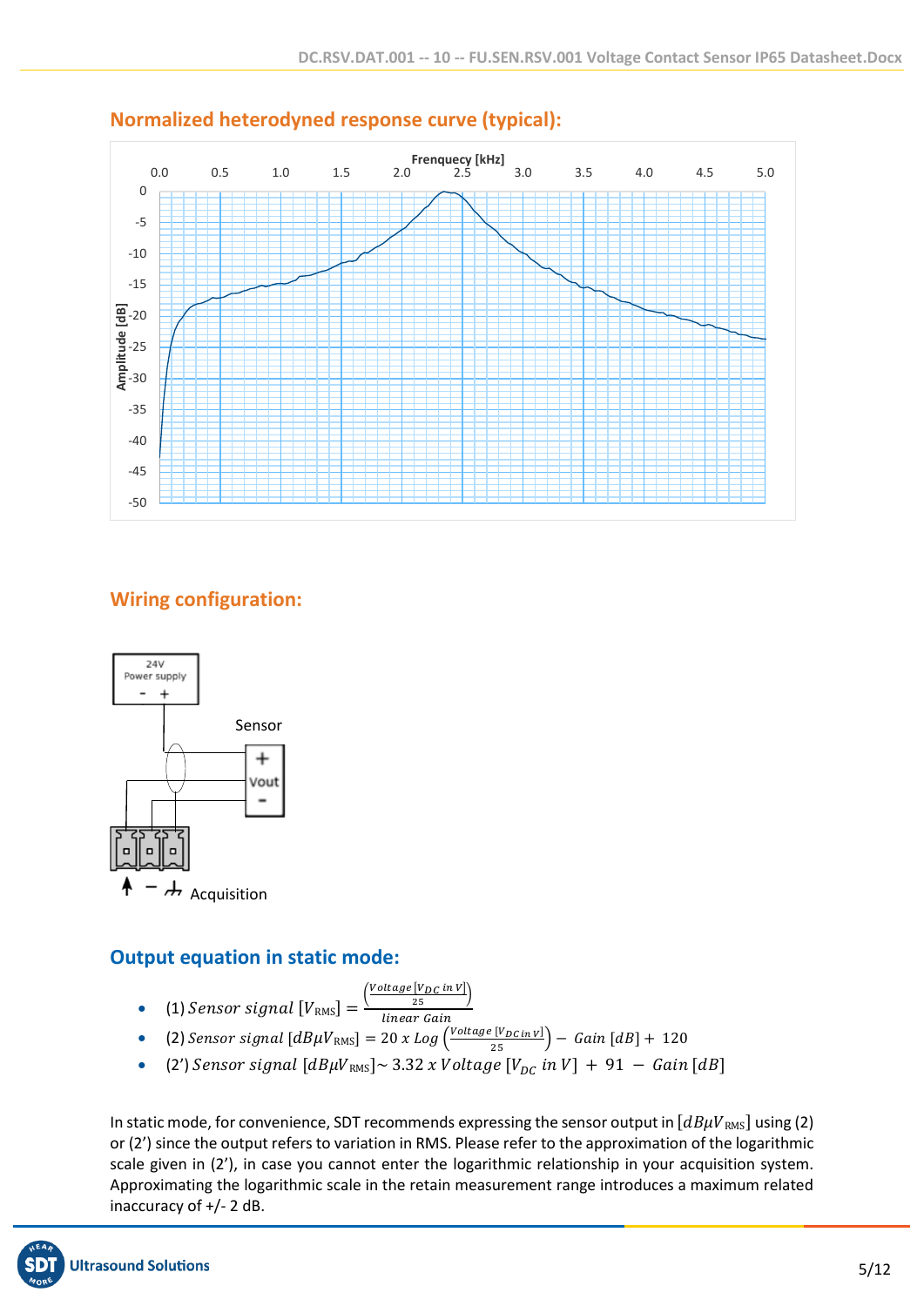## Normalized heterodyned response curve (typical):

## Wiring configuration:

## Output equation in static mode:

- (1) $Sensor\ signal\ [V_{\mathrm{RMS}}] = \frac{\left(\frac{Voltage\ [V_{DC}\ in\ V]}{25}\right)}{linear\ Gain}$
- (2) $Sensor\ signal\ [dB\mu V_{\mathrm{RMS}}] = 20\ x\ Log\left(\frac{Voltage\ [V_{DC}\ in\ V]}{25}\right) - Gain\ [dB] + 120$
- (2') $Sensor\ signal\ [dB\mu V_{\mathrm{RMS}}] \sim 3.32\ x\ Voltage\ [V_{DC}\ in\ V] + 91 - Gain\ [dB]$

In static mode, for convenience, SDT recommends expressing the sensor output in $[dB\mu V_{\mathrm{RMS}}]$ using (2) or (2') since the output refers to variation in RMS. Please refer to the approximation of the logarithmic scale given in (2'), in case you cannot enter the logarithmic relationship in your acquisition system. Approximating the logarithmic scale in the retain measurement range introduces a maximum related inaccuracy of +/- 2 dB.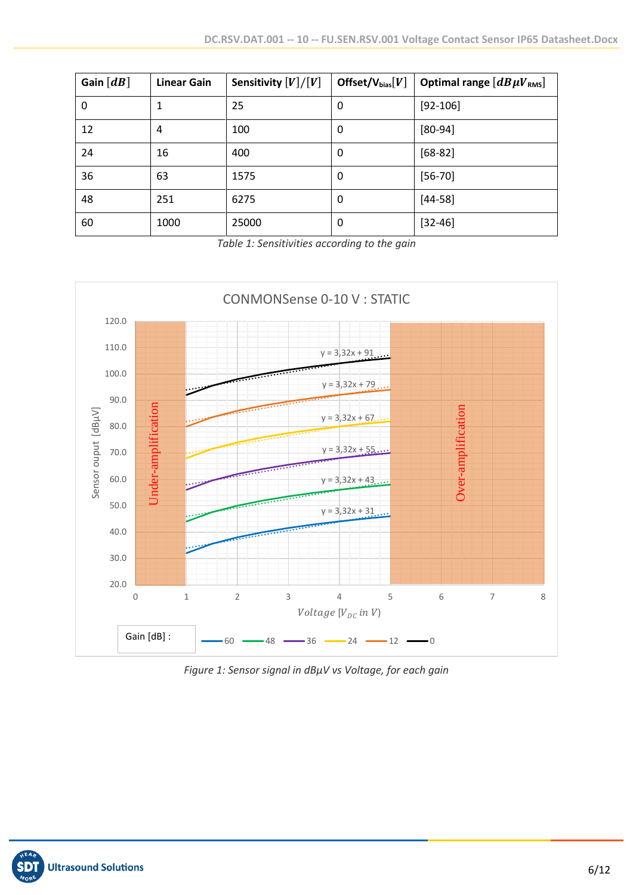| Gain $[dB]$ | Linear Gain | Sensitivity $[V]/[V]$ | Offset/$V_{bias}[V]$ | Optimal range $[dB\mu V_{RMS}]$ |
|---|---|---|---|---|
| 0 | 1 | 25 | 0 | [92-106] |
| 12 | 4 | 100 | 0 | [80-94] |
| 24 | 16 | 400 | 0 | [68-82] |
| 36 | 63 | 1575 | 0 | [56-70] |
| 48 | 251 | 6275 | 0 | [44-58] |
| 60 | 1000 | 25000 | 0 | [32-46] |

*Table 1: Sensitivities according to the gain*

*Figure 1: Sensor signal in dBμV vs Voltage, for each gain*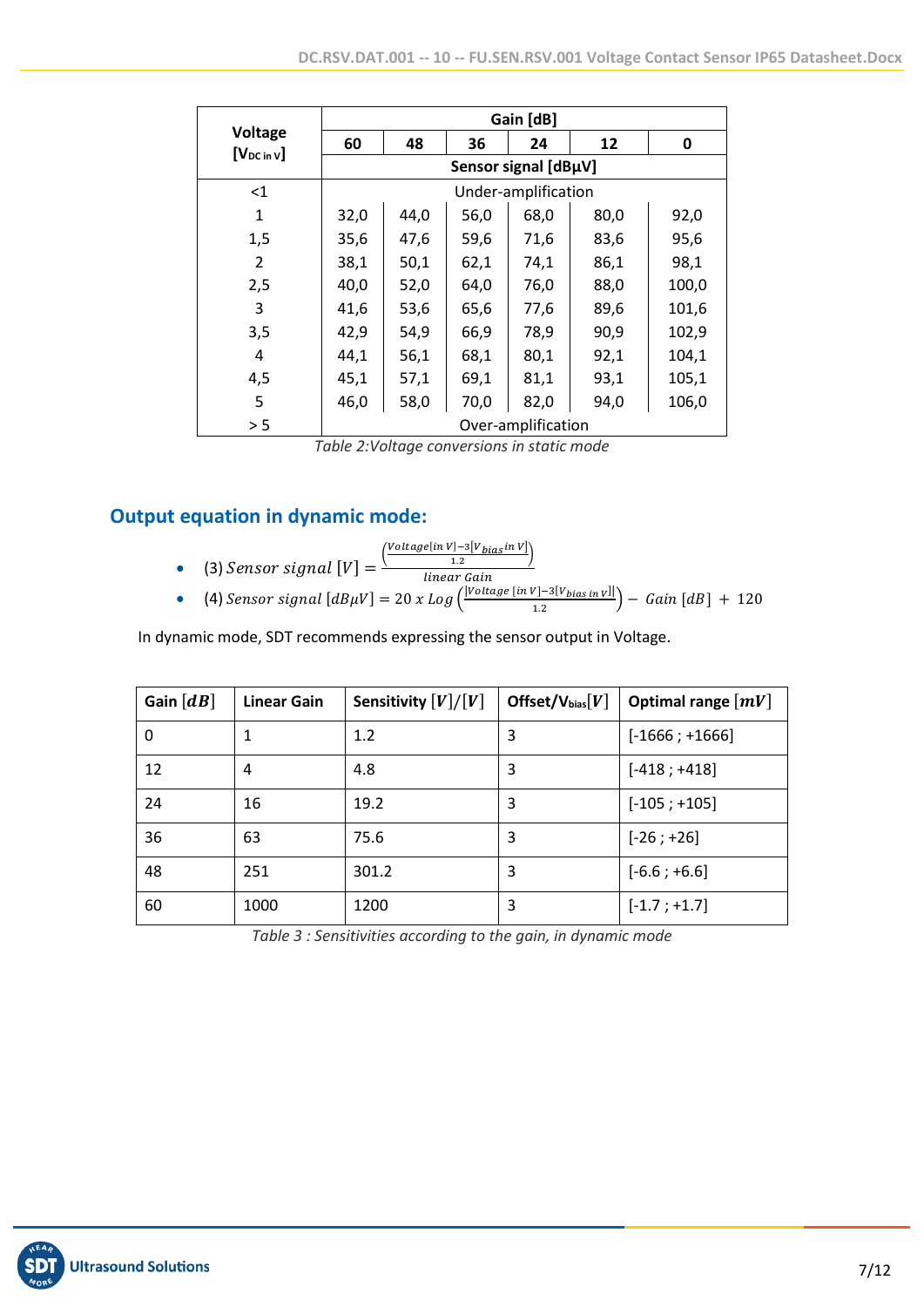| Voltage [$V_{DC\ in\ V}$] | Gain [dB] | | | | | |
|---|---|---|---|---|---|---|
| | 60 | 48 | 36 | 24 | 12 | 0 |
| | Sensor signal [dBµV] | | | | | |
| <1 | Under-amplification | | | | | |
| 1 | 32,0 | 44,0 | 56,0 | 68,0 | 80,0 | 92,0 |
| 1,5 | 35,6 | 47,6 | 59,6 | 71,6 | 83,6 | 95,6 |
| 2 | 38,1 | 50,1 | 62,1 | 74,1 | 86,1 | 98,1 |
| 2,5 | 40,0 | 52,0 | 64,0 | 76,0 | 88,0 | 100,0 |
| 3 | 41,6 | 53,6 | 65,6 | 77,6 | 89,6 | 101,6 |
| 3,5 | 42,9 | 54,9 | 66,9 | 78,9 | 90,9 | 102,9 |
| 4 | 44,1 | 56,1 | 68,1 | 80,1 | 92,1 | 104,1 |
| 4,5 | 45,1 | 57,1 | 69,1 | 81,1 | 93,1 | 105,1 |
| 5 | 46,0 | 58,0 | 70,0 | 82,0 | 94,0 | 106,0 |
| > 5 | Over-amplification | | | | | |

*Table 2:Voltage conversions in static mode*

## Output equation in dynamic mode:

- (3) $Sensor\ signal\ [V] = \frac{\left(\frac{Voltage[in\ V] - 3[V_{bias}in\ V]}{1.2}\right)}{linear\ Gain}$
- (4) $Sensor\ signal\ [dB\mu V] = 20\ x\ Log\left(\frac{|Voltage\ [in\ V] - 3[V_{bias\ in\ V}]|}{1.2}\right) - Gain\ [dB]\ +\ 120$

In dynamic mode, SDT recommends expressing the sensor output in Voltage.

| Gain $[dB]$ | Linear Gain | Sensitivity $[V]/[V]$ | Offset/$V_{bias}[V]$ | Optimal range $[mV]$ |
|---|---|---|---|---|
| 0 | 1 | 1.2 | 3 | [-1666 ; +1666] |
| 12 | 4 | 4.8 | 3 | [-418 ; +418] |
| 24 | 16 | 19.2 | 3 | [-105 ; +105] |
| 36 | 63 | 75.6 | 3 | [-26 ; +26] |
| 48 | 251 | 301.2 | 3 | [-6.6 ; +6.6] |
| 60 | 1000 | 1200 | 3 | [-1.7 ; +1.7] |

*Table 3 : Sensitivities according to the gain, in dynamic mode*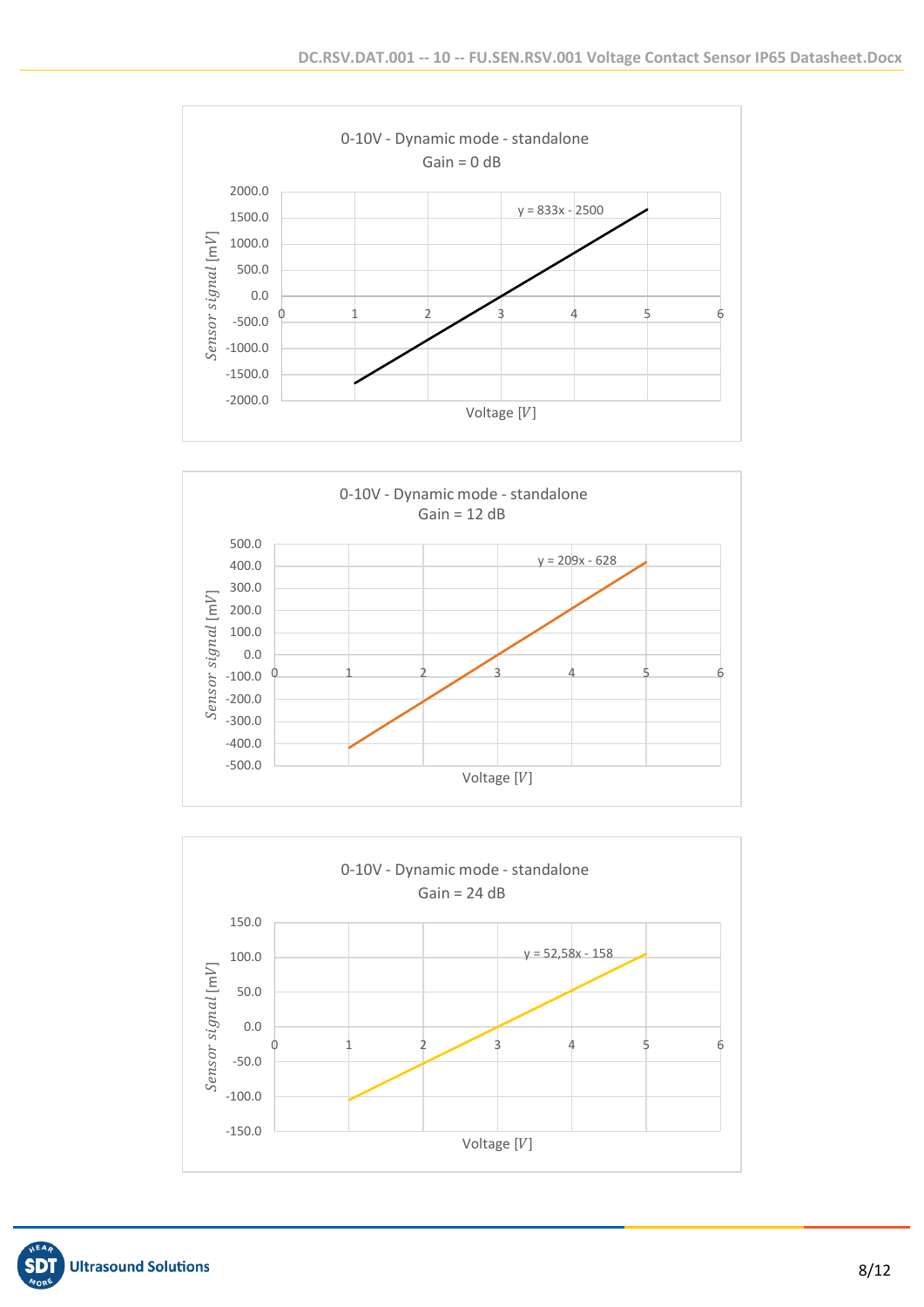**0-10V - Dynamic mode - standalone**
**Gain = 0 dB**

y = 833x - 2500

Sensor signal [mV] vs. Voltage [V]

**0-10V - Dynamic mode - standalone**
**Gain = 12 dB**

y = 209x - 628

Sensor signal [mV] vs. Voltage [V]

**0-10V - Dynamic mode - standalone**
**Gain = 24 dB**

y = 52,58x - 158

Sensor signal [mV] vs. Voltage [V]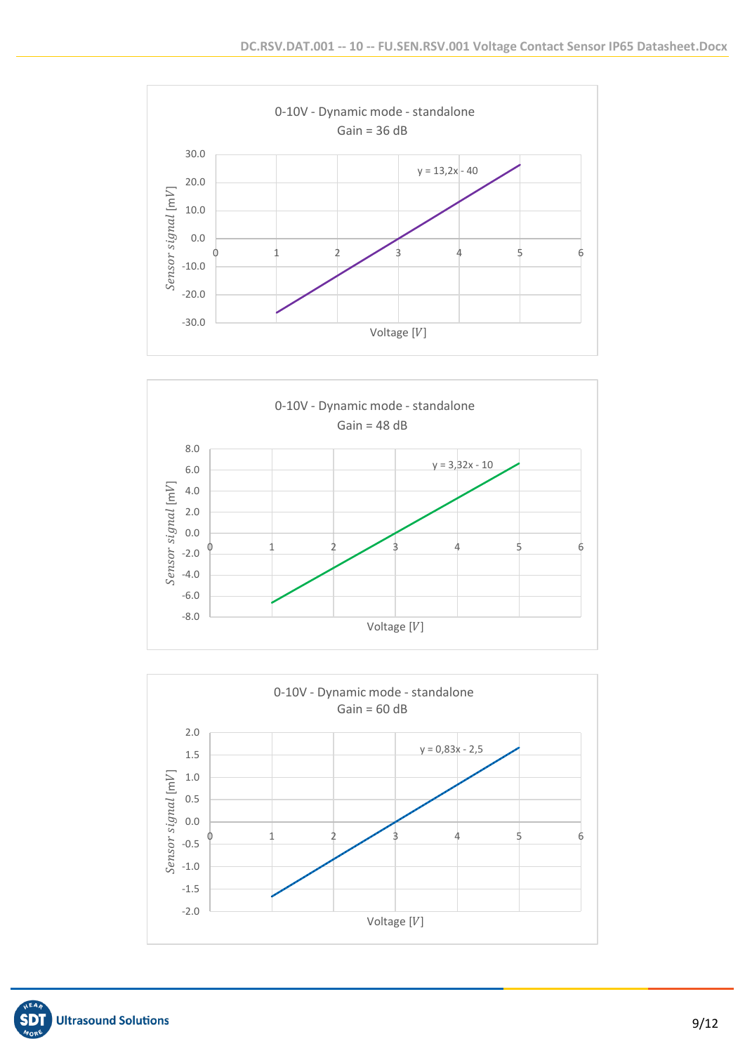0-10V - Dynamic mode - standalone
Gain = 36 dB

y = 13,2x - 40

Sensor signal [mV]

Voltage [V]

0-10V - Dynamic mode - standalone
Gain = 48 dB

y = 3,32x - 10

Sensor signal [mV]

Voltage [V]

0-10V - Dynamic mode - standalone
Gain = 60 dB

y = 0,83x - 2,5

Sensor signal [mV]

Voltage [V]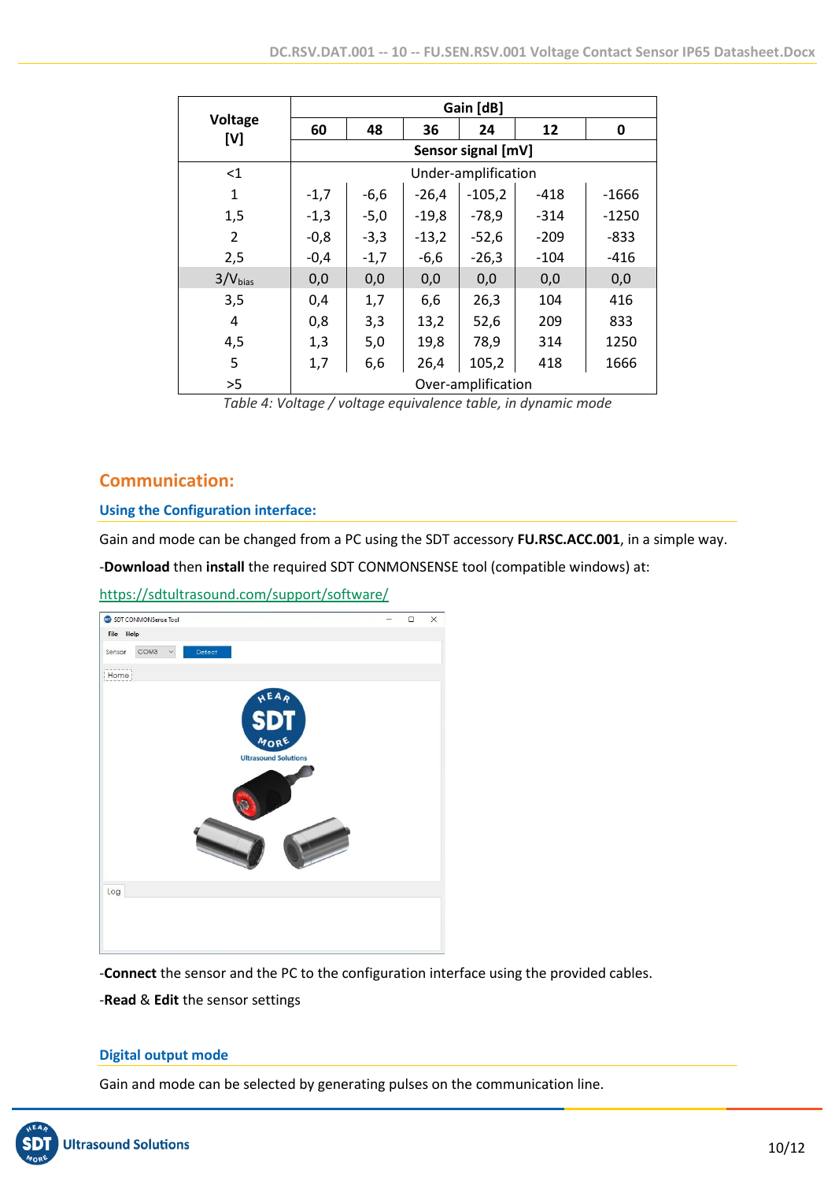| Voltage [V] | Gain [dB] | | | | | |
|---|---|---|---|---|---|---|
| | 60 | 48 | 36 | 24 | 12 | 0 |
| | Sensor signal [mV] | | | | | |
| <1 | Under-amplification | | | | | |
| 1 | -1,7 | -6,6 | -26,4 | -105,2 | -418 | -1666 |
| 1,5 | -1,3 | -5,0 | -19,8 | -78,9 | -314 | -1250 |
| 2 | -0,8 | -3,3 | -13,2 | -52,6 | -209 | -833 |
| 2,5 | -0,4 | -1,7 | -6,6 | -26,3 | -104 | -416 |
| 3/$V_{bias}$ | 0,0 | 0,0 | 0,0 | 0,0 | 0,0 | 0,0 |
| 3,5 | 0,4 | 1,7 | 6,6 | 26,3 | 104 | 416 |
| 4 | 0,8 | 3,3 | 13,2 | 52,6 | 209 | 833 |
| 4,5 | 1,3 | 5,0 | 19,8 | 78,9 | 314 | 1250 |
| 5 | 1,7 | 6,6 | 26,4 | 105,2 | 418 | 1666 |
| >5 | Over-amplification | | | | | |

*Table 4: Voltage / voltage equivalence table, in dynamic mode*

## Communication:

### Using the Configuration interface:

Gain and mode can be changed from a PC using the SDT accessory **FU.RSC.ACC.001**, in a simple way.

-**Download** then **install** the required SDT CONMONSENSE tool (compatible windows) at:

https://sdtultrasound.com/support/software/

-**Connect** the sensor and the PC to the configuration interface using the provided cables.

-**Read** & **Edit** the sensor settings

### Digital output mode

Gain and mode can be selected by generating pulses on the communication line.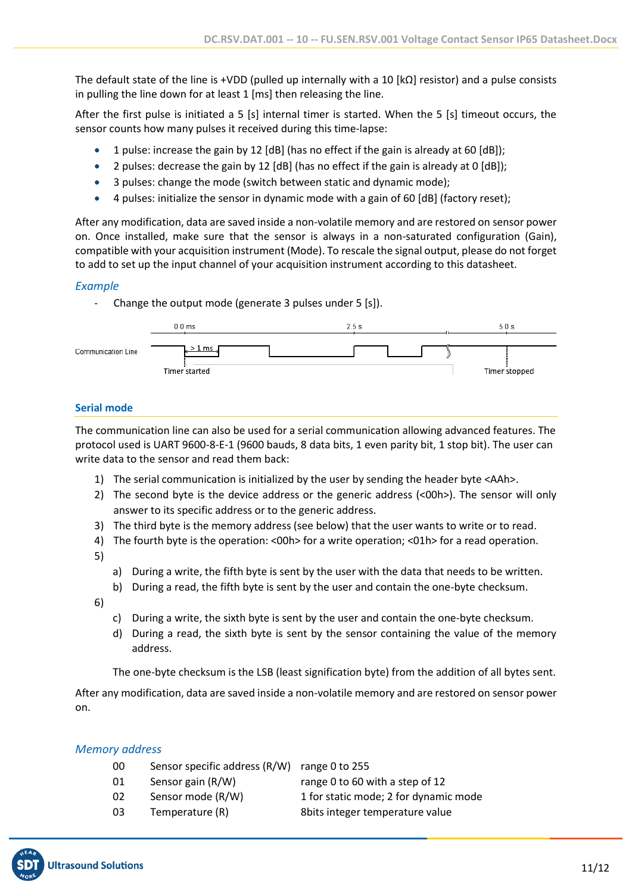The default state of the line is +VDD (pulled up internally with a 10 [kΩ] resistor) and a pulse consists in pulling the line down for at least 1 [ms] then releasing the line.

After the first pulse is initiated a 5 [s] internal timer is started. When the 5 [s] timeout occurs, the sensor counts how many pulses it received during this time-lapse:

- 1 pulse: increase the gain by 12 [dB] (has no effect if the gain is already at 60 [dB]);
- 2 pulses: decrease the gain by 12 [dB] (has no effect if the gain is already at 0 [dB]);
- 3 pulses: change the mode (switch between static and dynamic mode);
- 4 pulses: initialize the sensor in dynamic mode with a gain of 60 [dB] (factory reset);

After any modification, data are saved inside a non-volatile memory and are restored on sensor power on. Once installed, make sure that the sensor is always in a non-saturated configuration (Gain), compatible with your acquisition instrument (Mode). To rescale the signal output, please do not forget to add to set up the input channel of your acquisition instrument according to this datasheet.

### *Example*

- Change the output mode (generate 3 pulses under 5 [s]).

Communication Line — 0.0 ms — 2.5 s — 5.0 s — > 1 ms — Timer started — Timer stopped

### Serial mode

The communication line can also be used for a serial communication allowing advanced features. The protocol used is UART 9600-8-E-1 (9600 bauds, 8 data bits, 1 even parity bit, 1 stop bit). The user can write data to the sensor and read them back:

1) The serial communication is initialized by the user by sending the header byte <AAh>.
2) The second byte is the device address or the generic address (<00h>). The sensor will only answer to its specific address or to the generic address.
3) The third byte is the memory address (see below) that the user wants to write or to read.
4) The fourth byte is the operation: <00h> for a write operation; <01h> for a read operation.
5)
   a) During a write, the fifth byte is sent by the user with the data that needs to be written.
   b) During a read, the fifth byte is sent by the user and contain the one-byte checksum.
6)
   c) During a write, the sixth byte is sent by the user and contain the one-byte checksum.
   d) During a read, the sixth byte is sent by the sensor containing the value of the memory address.

   The one-byte checksum is the LSB (least signification byte) from the addition of all bytes sent.

After any modification, data are saved inside a non-volatile memory and are restored on sensor power on.

### *Memory address*

| | | |
|---|---|---|
| 00 | Sensor specific address (R/W) | range 0 to 255 |
| 01 | Sensor gain (R/W) | range 0 to 60 with a step of 12 |
| 02 | Sensor mode (R/W) | 1 for static mode; 2 for dynamic mode |
| 03 | Temperature (R) | 8bits integer temperature value |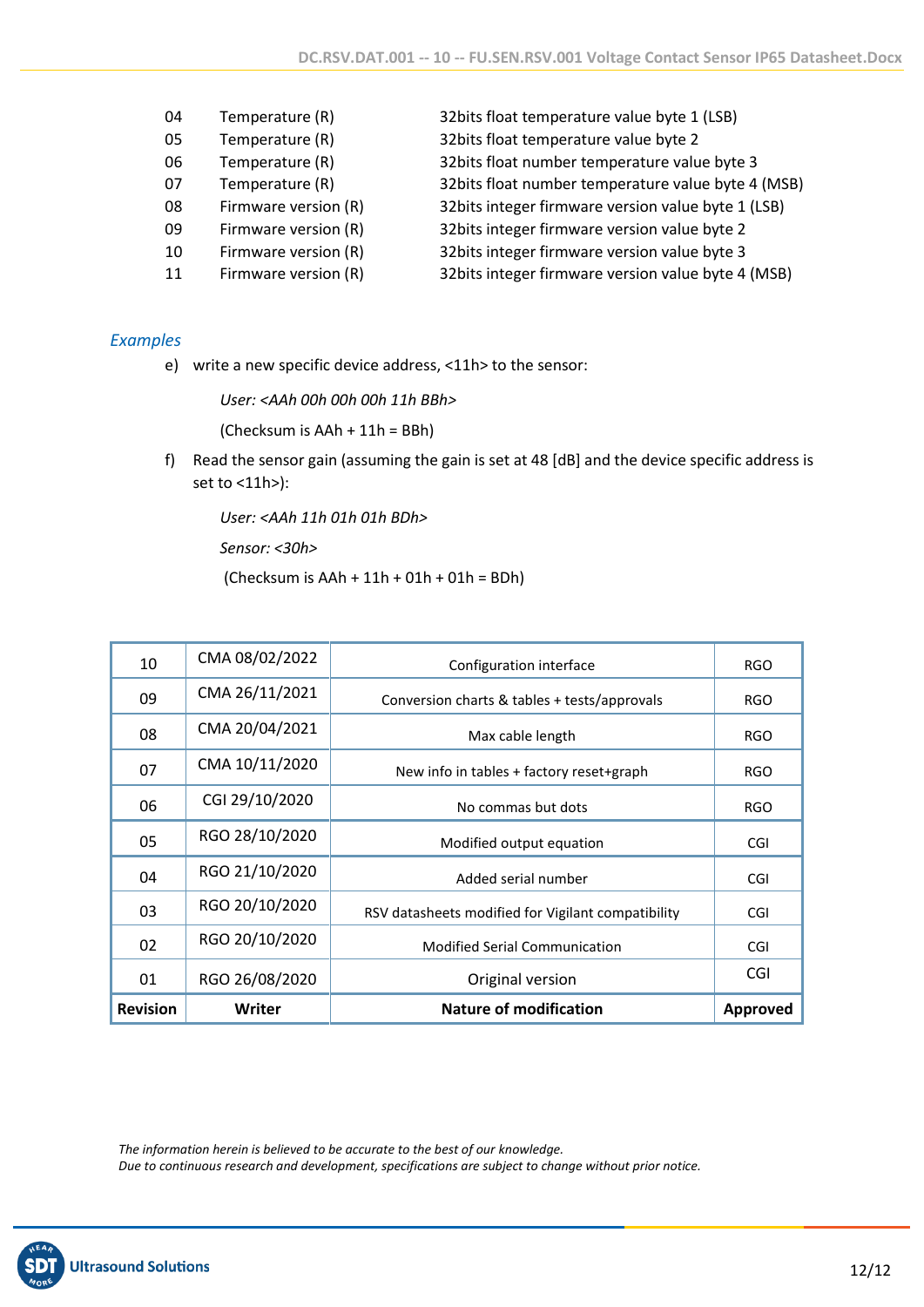| | | |
|---|---|---|
| 04 | Temperature (R) | 32bits float temperature value byte 1 (LSB) |
| 05 | Temperature (R) | 32bits float temperature value byte 2 |
| 06 | Temperature (R) | 32bits float number temperature value byte 3 |
| 07 | Temperature (R) | 32bits float number temperature value byte 4 (MSB) |
| 08 | Firmware version (R) | 32bits integer firmware version value byte 1 (LSB) |
| 09 | Firmware version (R) | 32bits integer firmware version value byte 2 |
| 10 | Firmware version (R) | 32bits integer firmware version value byte 3 |
| 11 | Firmware version (R) | 32bits integer firmware version value byte 4 (MSB) |

*Examples*

e) write a new specific device address, <11h> to the sensor:

*User: <AAh 00h 00h 00h 11h BBh>*

(Checksum is AAh + 11h = BBh)

f) Read the sensor gain (assuming the gain is set at 48 [dB] and the device specific address is set to <11h>):

*User: <AAh 11h 01h 01h BDh>*

*Sensor: <30h>*

(Checksum is AAh + 11h + 01h + 01h = BDh)

| Revision | Writer | Nature of modification | Approved |
|---|---|---|---|
| 10 | CMA 08/02/2022 | Configuration interface | RGO |
| 09 | CMA 26/11/2021 | Conversion charts & tables + tests/approvals | RGO |
| 08 | CMA 20/04/2021 | Max cable length | RGO |
| 07 | CMA 10/11/2020 | New info in tables + factory reset+graph | RGO |
| 06 | CGI 29/10/2020 | No commas but dots | RGO |
| 05 | RGO 28/10/2020 | Modified output equation | CGI |
| 04 | RGO 21/10/2020 | Added serial number | CGI |
| 03 | RGO 20/10/2020 | RSV datasheets modified for Vigilant compatibility | CGI |
| 02 | RGO 20/10/2020 | Modified Serial Communication | CGI |
| 01 | RGO 26/08/2020 | Original version | CGI |

*The information herein is believed to be accurate to the best of our knowledge.*
*Due to continuous research and development, specifications are subject to change without prior notice.*

SDT Ultrasound Solutions